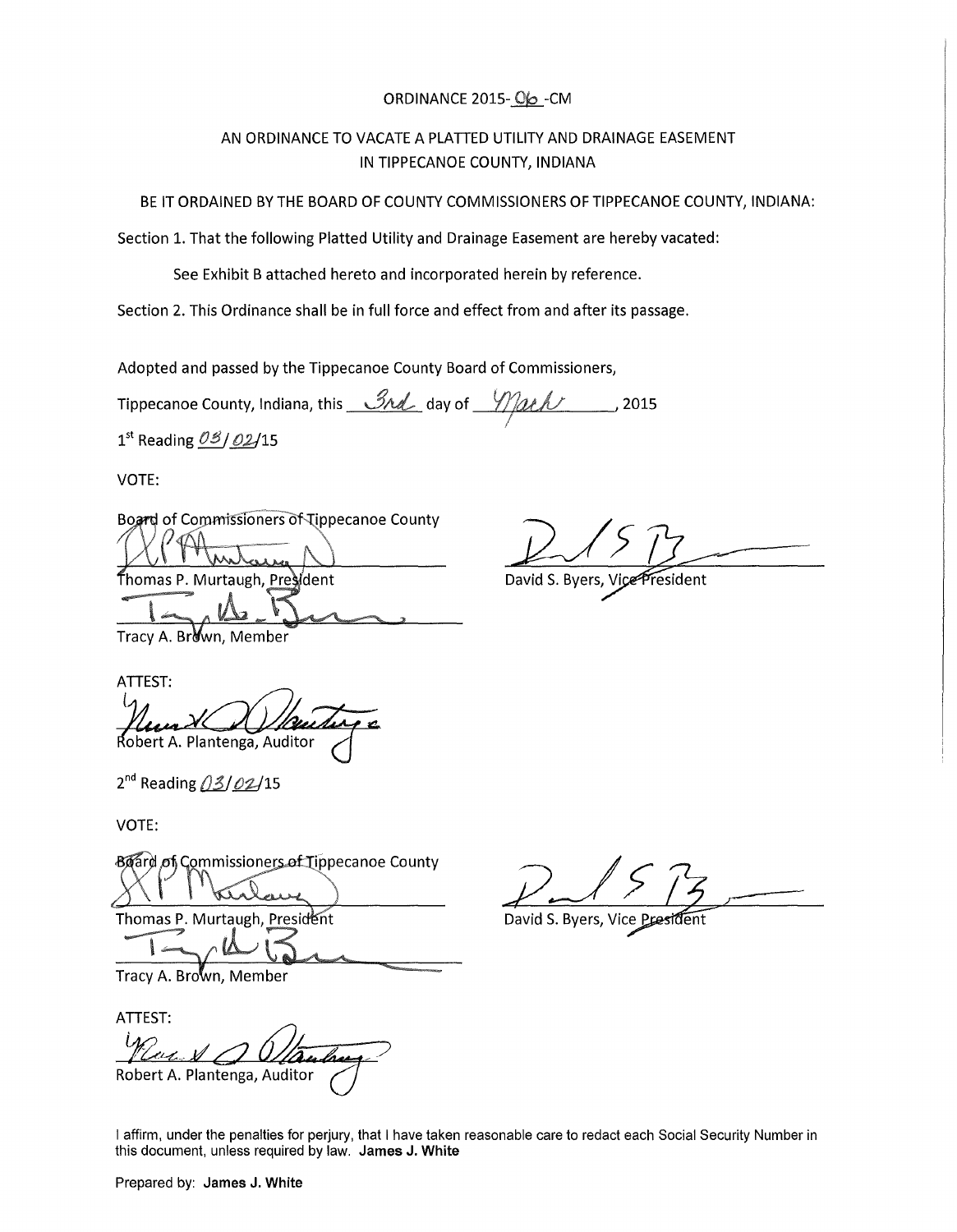ORDINANCE 2015-06-CM

AN ORDINANCE TO VACATE A PLATTED UTILITY AND DRAINAGE EASEMENT IN TIPPECANOE COUNTY, INDIANA

BE IT ORDAINED BY THE BOARD OF COUNTY COMMISSIONERS OF TIPPECANOE COUNTY, INDIANA:

Section 1. That the following Platted Utility and Drainage Easement are hereby vacated:

See Exhibit B attached hereto and incorporated herein by reference.

Section 2. This Ordinance shall be in full force and effect from and after its passage.

Adopted and passed by the Tippecanoe County Board of Commissioners,

Tippecanoe County, Indiana, this 3rd day of March, 2015

1st Reading 03/02/15

VOTE:

Board of Commissioners of Tippecanoe County

Thomas P. Murtaugh, President

David S. Byers, Vice President

Tracy A. Brown, Member

ATTEST:

Robert A. Plantenga, Auditor

2nd Reading 03/02/15

VOTE:

Board of Commissioners of Tippecanoe County

Thomas P. Murtaugh, President

David S. Byers, Vice President

Tracy A. Brown, Member

ATTEST:

Robert A. Plantenga, Auditor

I affirm, under the penalties for perjury, that I have taken reasonable care to redact each Social Security Number in this document, unless required by law. **James J. White**

Prepared by: **James J. White**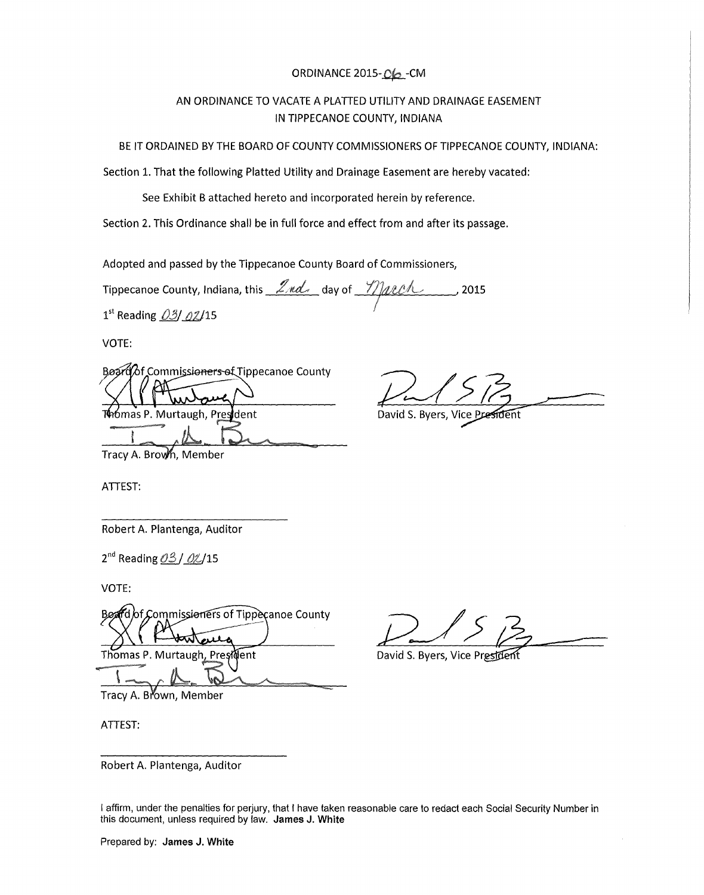ORDINANCE 2015-06-CM

AN ORDINANCE TO VACATE A PLATTED UTILITY AND DRAINAGE EASEMENT IN TIPPECANOE COUNTY, INDIANA

BE IT ORDAINED BY THE BOARD OF COUNTY COMMISSIONERS OF TIPPECANOE COUNTY, INDIANA:

Section 1. That the following Platted Utility and Drainage Easement are hereby vacated:

See Exhibit B attached hereto and incorporated herein by reference.

Section 2. This Ordinance shall be in full force and effect from and after its passage.

Adopted and passed by the Tippecanoe County Board of Commissioners,

Tippecanoe County, Indiana, this 2nd day of March, 2015

1st Reading 03/02/15

VOTE:

Board of Commissioners of Tippecanoe County

Thomas P. Murtaugh, President

David S. Byers, Vice President

Tracy A. Brown, Member

ATTEST:

Robert A. Plantenga, Auditor

2nd Reading 03/02/15

VOTE:

Board of Commissioners of Tippecanoe County

Thomas P. Murtaugh, President

David S. Byers, Vice President

Tracy A. Brown, Member

ATTEST:

Robert A. Plantenga, Auditor

I affirm, under the penalties for perjury, that I have taken reasonable care to redact each Social Security Number in this document, unless required by law. **James J. White**

Prepared by: **James J. White**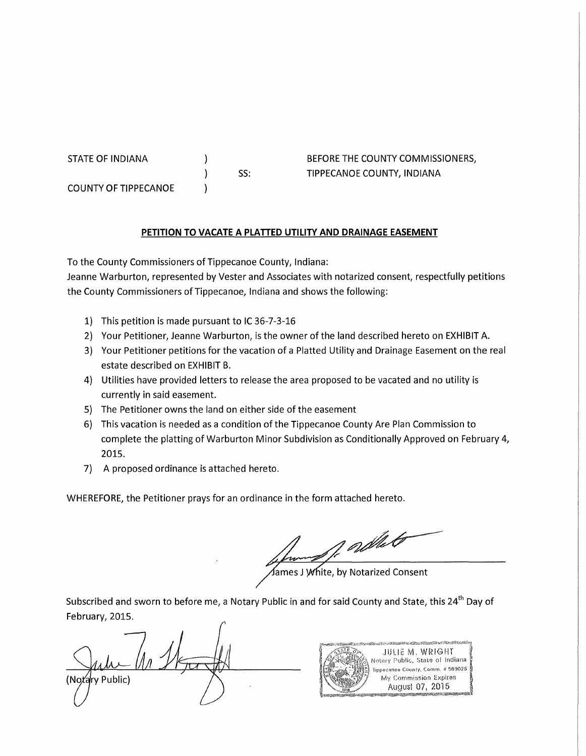STATE OF INDIANA ) BEFORE THE COUNTY COMMISSIONERS,
) SS: TIPPECANOE COUNTY, INDIANA
COUNTY OF TIPPECANOE )

## PETITION TO VACATE A PLATTED UTILITY AND DRAINAGE EASEMENT

To the County Commissioners of Tippecanoe County, Indiana:
Jeanne Warburton, represented by Vester and Associates with notarized consent, respectfully petitions the County Commissioners of Tippecanoe, Indiana and shows the following:

1) This petition is made pursuant to IC 36-7-3-16
2) Your Petitioner, Jeanne Warburton, is the owner of the land described hereto on EXHIBIT A.
3) Your Petitioner petitions for the vacation of a Platted Utility and Drainage Easement on the real estate described on EXHIBIT B.
4) Utilities have provided letters to release the area proposed to be vacated and no utility is currently in said easement.
5) The Petitioner owns the land on either side of the easement
6) This vacation is needed as a condition of the Tippecanoe County Are Plan Commission to complete the platting of Warburton Minor Subdivision as Conditionally Approved on February 4, 2015.
7) A proposed ordinance is attached hereto.

WHEREFORE, the Petitioner prays for an ordinance in the form attached hereto.

James J White, by Notarized Consent

Subscribed and sworn to before me, a Notary Public in and for said County and State, this 24th Day of February, 2015.

(Notary Public)

JULIE M. WRIGHT
Notary Public, State of Indiana
Tippecanoe County, Comm. # 569025
My Commission Expires
August 07, 2015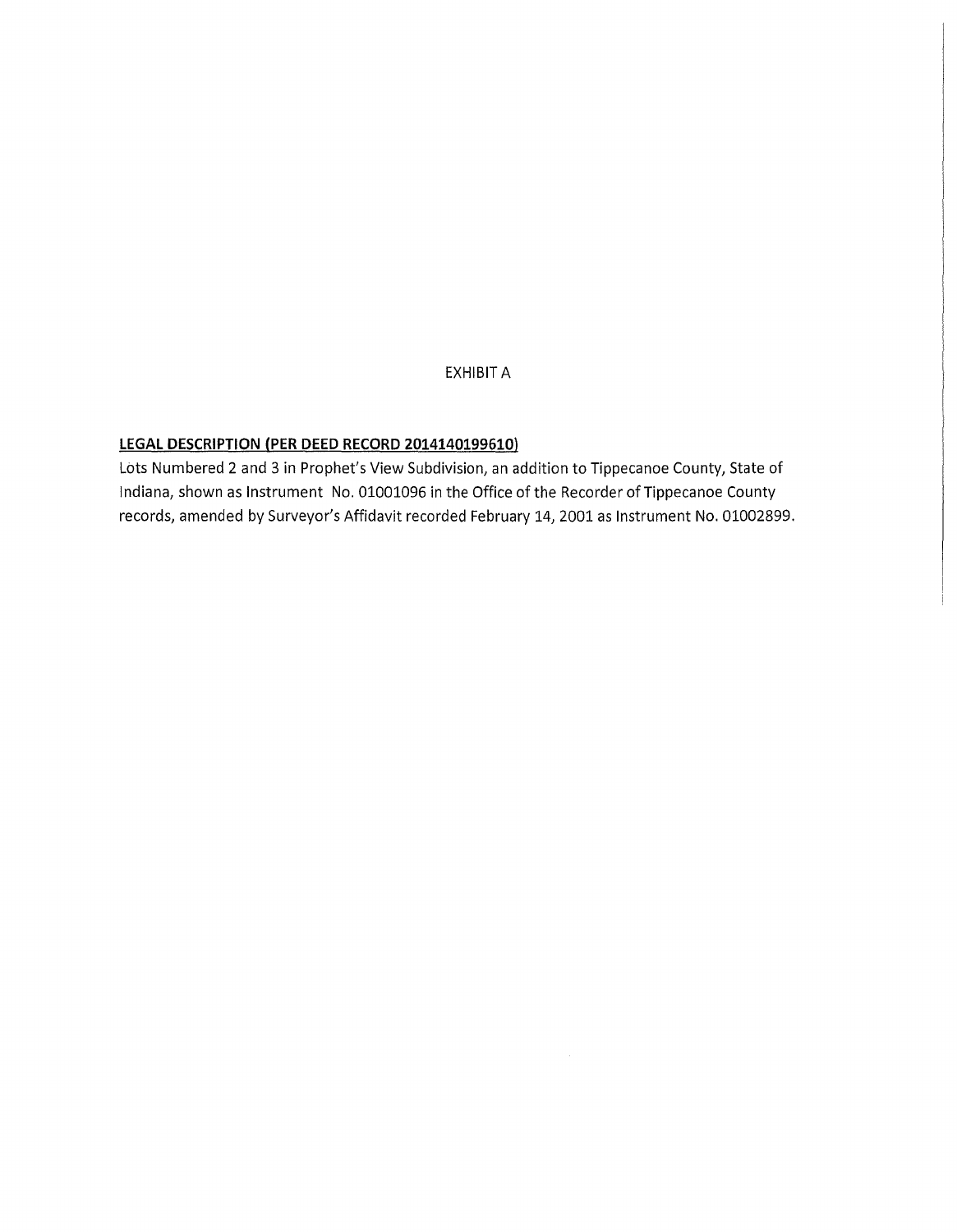EXHIBIT A

**LEGAL DESCRIPTION (PER DEED RECORD 2014140199610)**

Lots Numbered 2 and 3 in Prophet's View Subdivision, an addition to Tippecanoe County, State of Indiana, shown as Instrument No. 01001096 in the Office of the Recorder of Tippecanoe County records, amended by Surveyor's Affidavit recorded February 14, 2001 as Instrument No. 01002899.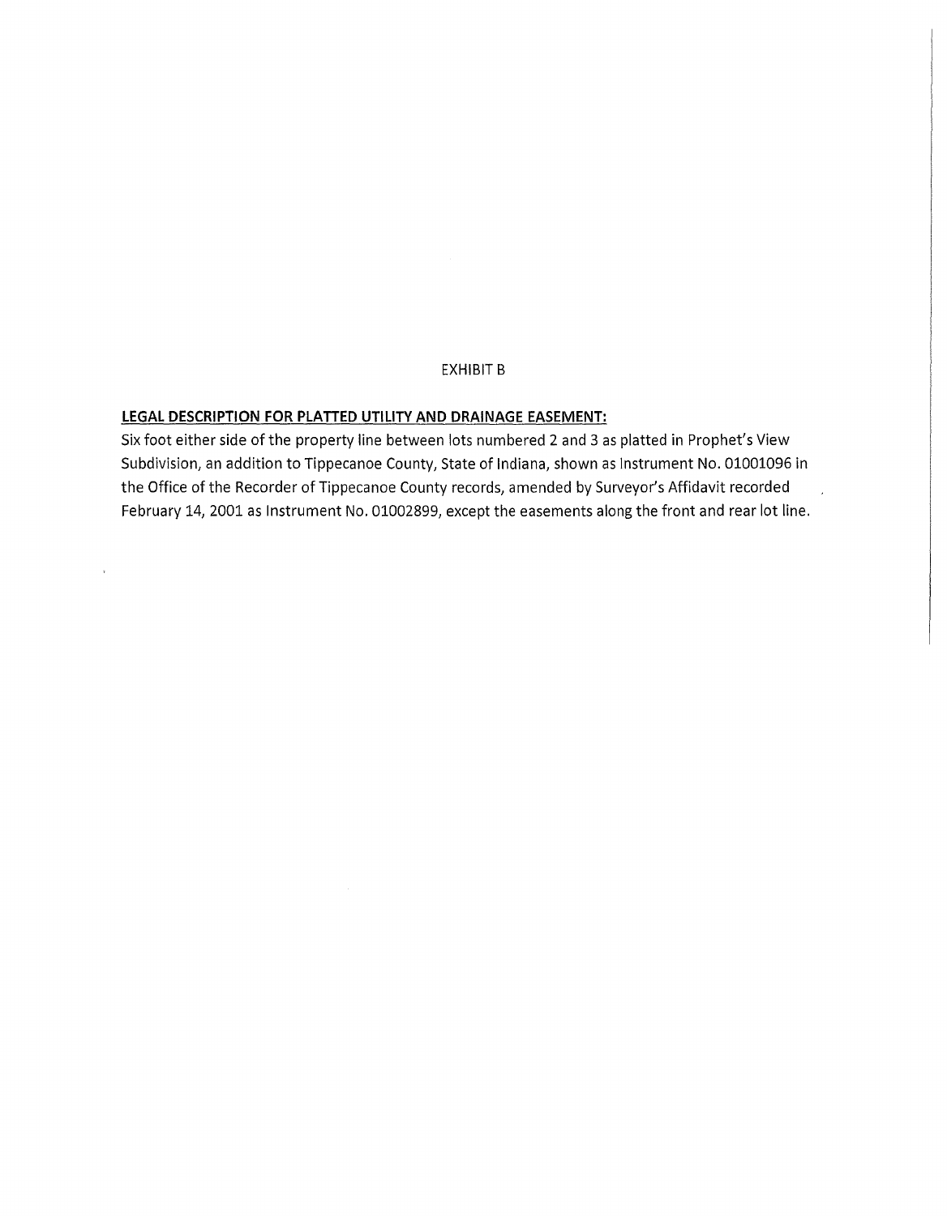EXHIBIT B

**LEGAL DESCRIPTION FOR PLATTED UTILITY AND DRAINAGE EASEMENT:**

Six foot either side of the property line between lots numbered 2 and 3 as platted in Prophet's View Subdivision, an addition to Tippecanoe County, State of Indiana, shown as Instrument No. 01001096 in the Office of the Recorder of Tippecanoe County records, amended by Surveyor's Affidavit recorded February 14, 2001 as Instrument No. 01002899, except the easements along the front and rear lot line.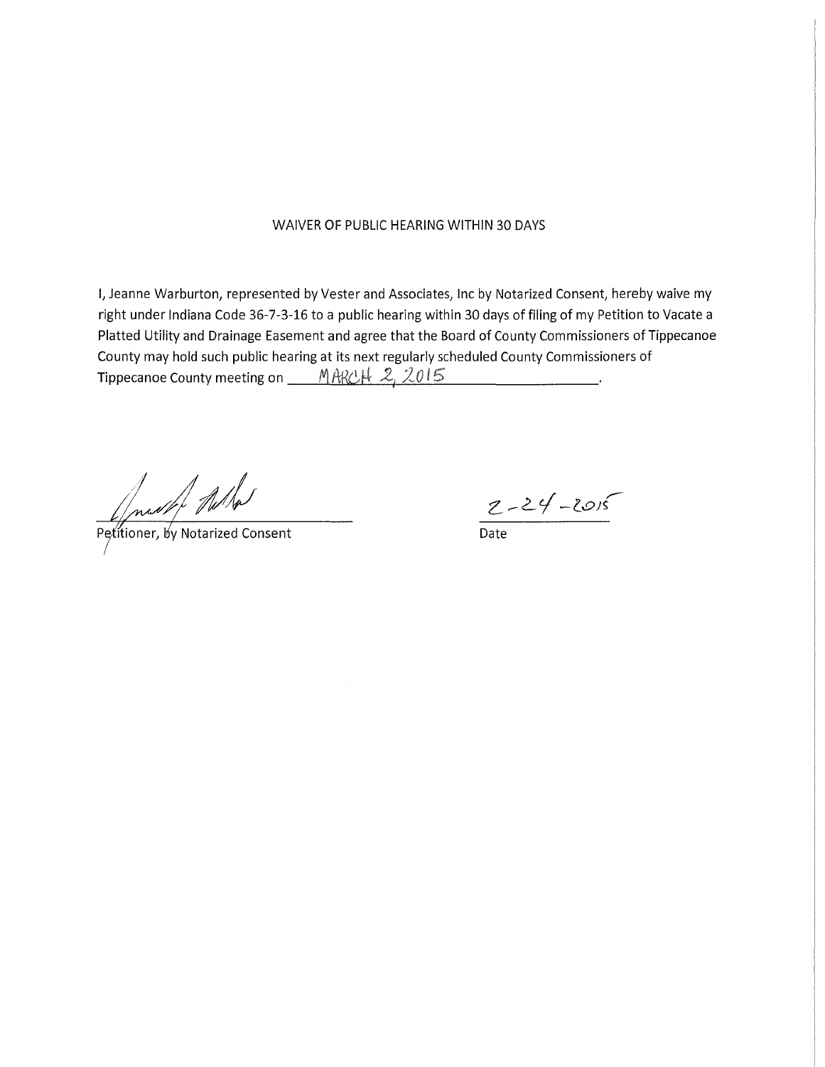# WAIVER OF PUBLIC HEARING WITHIN 30 DAYS

I, Jeanne Warburton, represented by Vester and Associates, Inc by Notarized Consent, hereby waive my right under Indiana Code 36-7-3-16 to a public hearing within 30 days of filing of my Petition to Vacate a Platted Utility and Drainage Easement and agree that the Board of County Commissioners of Tippecanoe County may hold such public hearing at its next regularly scheduled County Commissioners of Tippecanoe County meeting on MARCH 2, 2015.

Petitioner, by Notarized Consent

2-24-2015

Date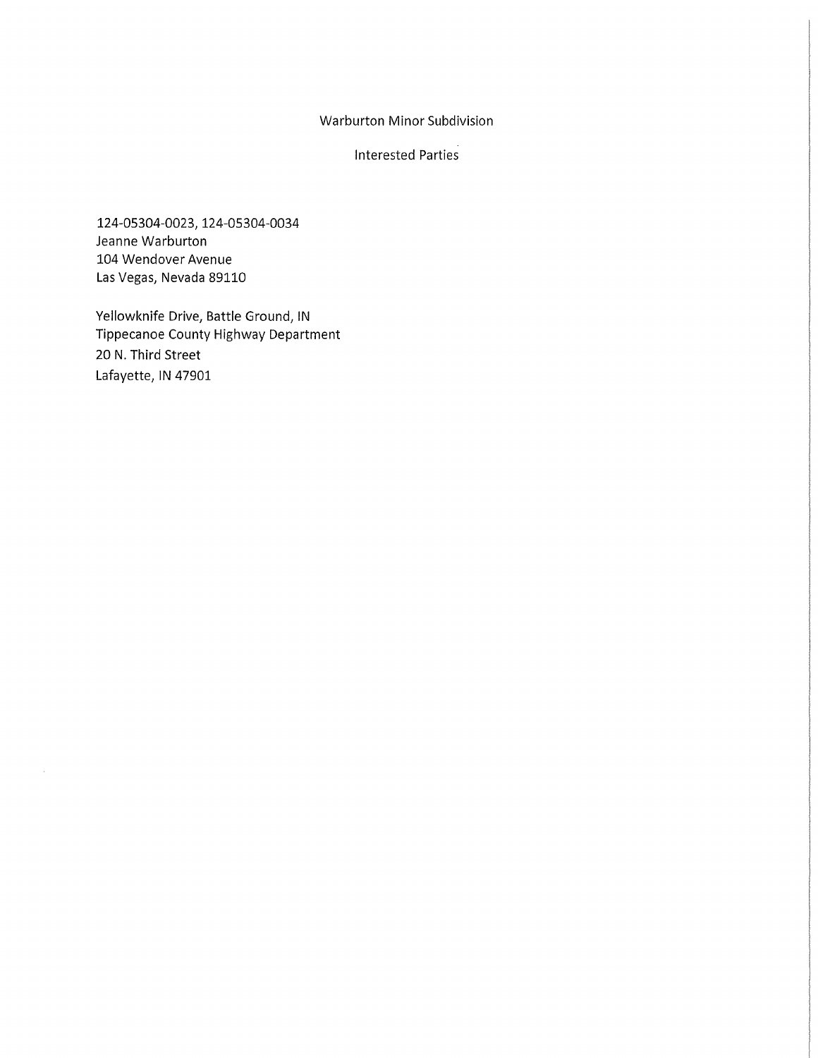Warburton Minor Subdivision

Interested Parties

124-05304-0023, 124-05304-0034
Jeanne Warburton
104 Wendover Avenue
Las Vegas, Nevada 89110

Yellowknife Drive, Battle Ground, IN
Tippecanoe County Highway Department
20 N. Third Street
Lafayette, IN 47901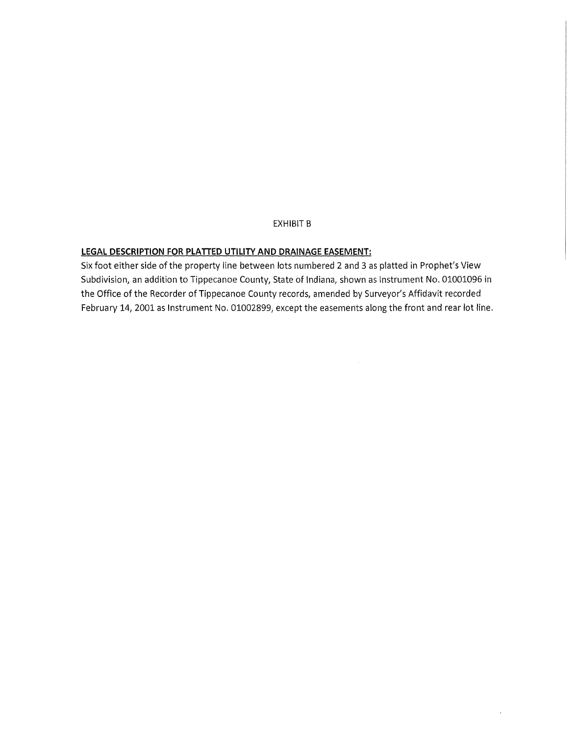EXHIBIT B

**LEGAL DESCRIPTION FOR PLATTED UTILITY AND DRAINAGE EASEMENT:**

Six foot either side of the property line between lots numbered 2 and 3 as platted in Prophet's View Subdivision, an addition to Tippecanoe County, State of Indiana, shown as Instrument No. 01001096 in the Office of the Recorder of Tippecanoe County records, amended by Surveyor's Affidavit recorded February 14, 2001 as Instrument No. 01002899, except the easements along the front and rear lot line.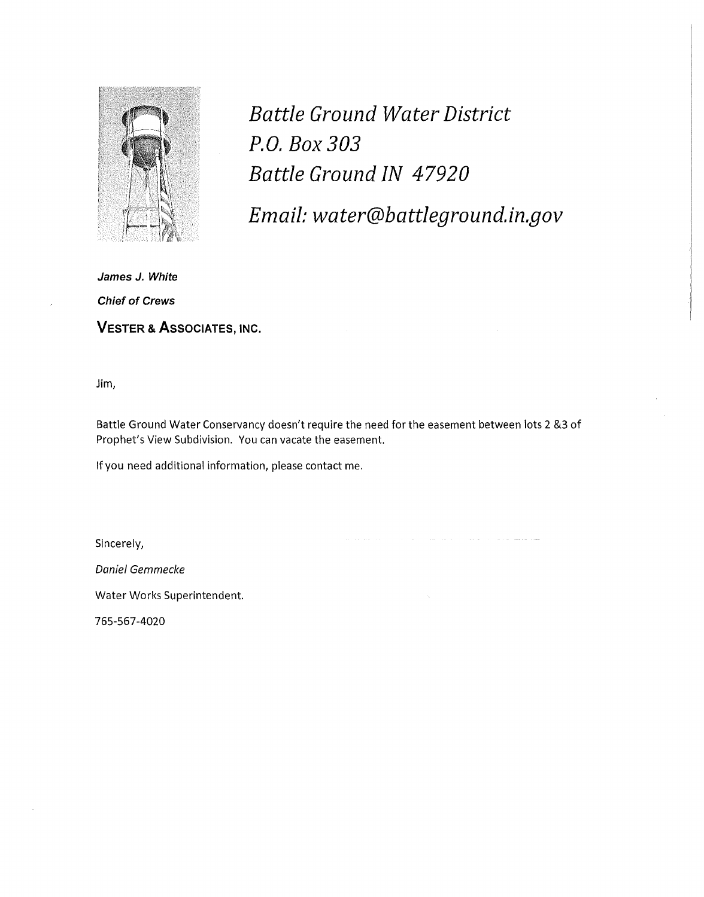*Battle Ground Water District*
*P.O. Box 303*
*Battle Ground IN 47920*

*Email: water@battleground.in.gov*

***James J. White***

***Chief of Crews***

**VESTER & ASSOCIATES, INC.**

Jim,

Battle Ground Water Conservancy doesn't require the need for the easement between lots 2 &3 of Prophet's View Subdivision. You can vacate the easement.

If you need additional information, please contact me.

Sincerely,

*Daniel Gemmecke*

Water Works Superintendent.

765-567-4020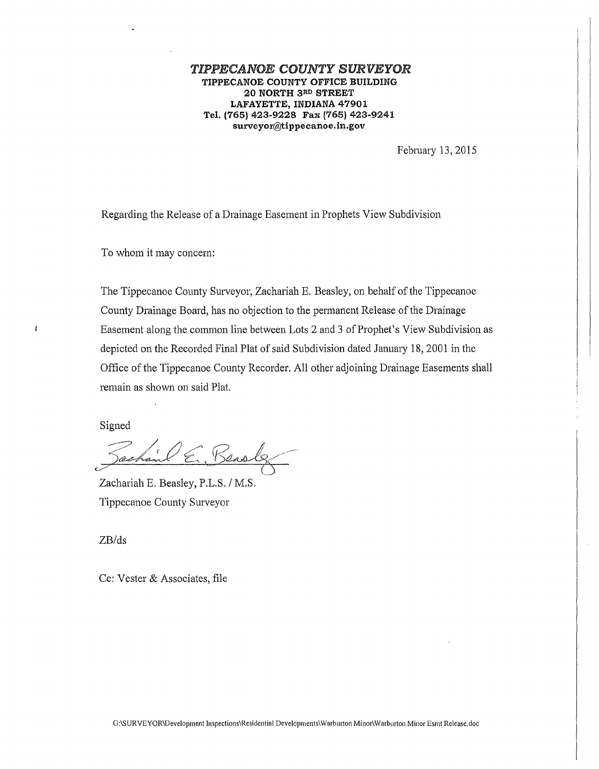# *TIPPECANOE COUNTY SURVEYOR*

**TIPPECANOE COUNTY OFFICE BUILDING**
**20 NORTH 3RD STREET**
**LAFAYETTE, INDIANA 47901**
**Tel. (765) 423-9228 Fax (765) 423-9241**
**surveyor@tippecanoe.in.gov**

February 13, 2015

Regarding the Release of a Drainage Easement in Prophets View Subdivision

To whom it may concern:

The Tippecanoe County Surveyor, Zachariah E. Beasley, on behalf of the Tippecanoe County Drainage Board, has no objection to the permanent Release of the Drainage Easement along the common line between Lots 2 and 3 of Prophet's View Subdivision as depicted on the Recorded Final Plat of said Subdivision dated January 18, 2001 in the Office of the Tippecanoe County Recorder. All other adjoining Drainage Easements shall remain as shown on said Plat.

Signed

Zachariah E. Beasley

Zachariah E. Beasley, P.L.S. / M.S.
Tippecanoe County Surveyor

ZB/ds

Cc: Vester & Associates, file

G:\SURVEYOR\Development Inspections\Residential Developments\Warburton Minor\Warburton Minor Esmt Release.doc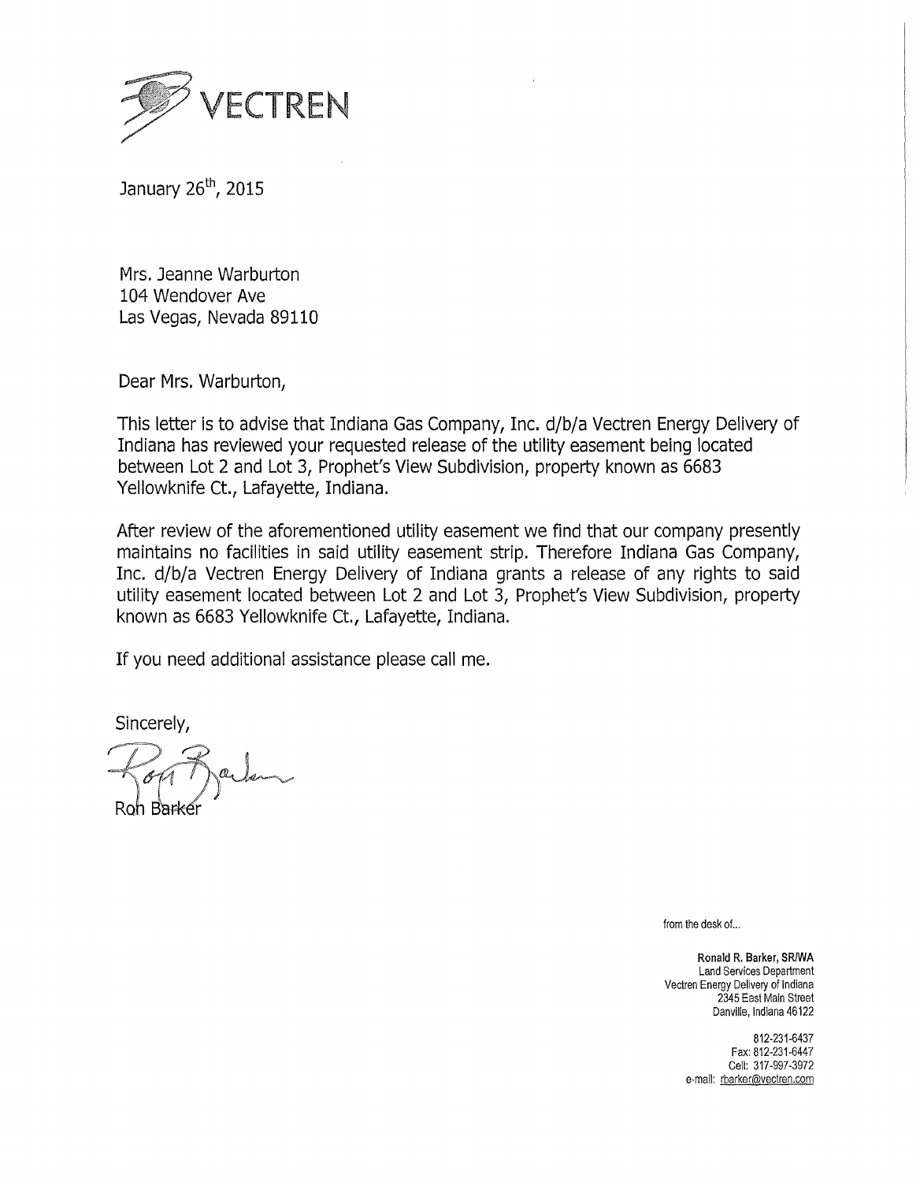VECTREN

January 26th, 2015

Mrs. Jeanne Warburton
104 Wendover Ave
Las Vegas, Nevada 89110

Dear Mrs. Warburton,

This letter is to advise that Indiana Gas Company, Inc. d/b/a Vectren Energy Delivery of Indiana has reviewed your requested release of the utility easement being located between Lot 2 and Lot 3, Prophet's View Subdivision, property known as 6683 Yellowknife Ct., Lafayette, Indiana.

After review of the aforementioned utility easement we find that our company presently maintains no facilities in said utility easement strip. Therefore Indiana Gas Company, Inc. d/b/a Vectren Energy Delivery of Indiana grants a release of any rights to said utility easement located between Lot 2 and Lot 3, Prophet's View Subdivision, property known as 6683 Yellowknife Ct., Lafayette, Indiana.

If you need additional assistance please call me.

Sincerely,

Ron Barker

from the desk of...

**Ronald R. Barker, SR/WA**
Land Services Department
Vectren Energy Delivery of Indiana
2345 East Main Street
Danville, Indiana 46122

812-231-6437
Fax: 812-231-6447
Cell: 317-997-3972
e-mail: rbarker@vectren.com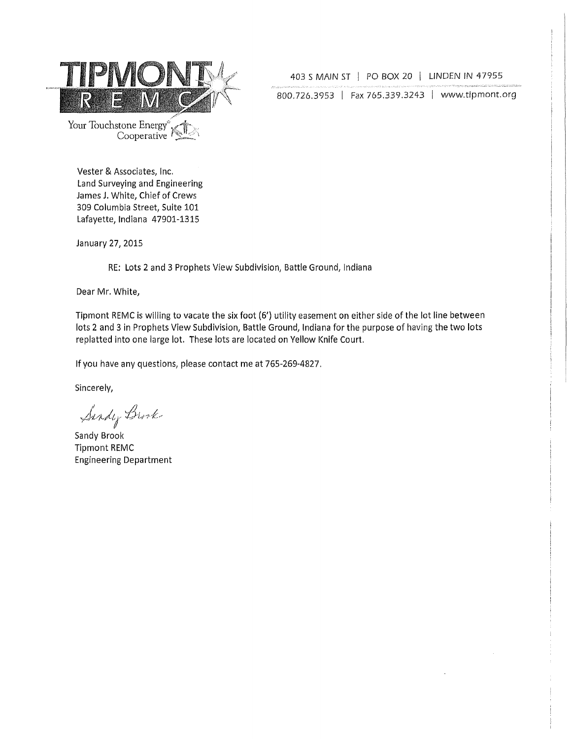**TIPMONT REMC**

Your Touchstone Energy® Cooperative

403 S MAIN ST | PO BOX 20 | LINDEN IN 47955

800.726.3953 | Fax 765.339.3243 | www.tipmont.org

Vester & Associates, Inc.
Land Surveying and Engineering
James J. White, Chief of Crews
309 Columbia Street, Suite 101
Lafayette, Indiana 47901-1315

January 27, 2015

RE: Lots 2 and 3 Prophets View Subdivision, Battle Ground, Indiana

Dear Mr. White,

Tipmont REMC is willing to vacate the six foot (6') utility easement on either side of the lot line between lots 2 and 3 in Prophets View Subdivision, Battle Ground, Indiana for the purpose of having the two lots replatted into one large lot. These lots are located on Yellow Knife Court.

If you have any questions, please contact me at 765-269-4827.

Sincerely,

*Sandy Brook*

Sandy Brook
Tipmont REMC
Engineering Department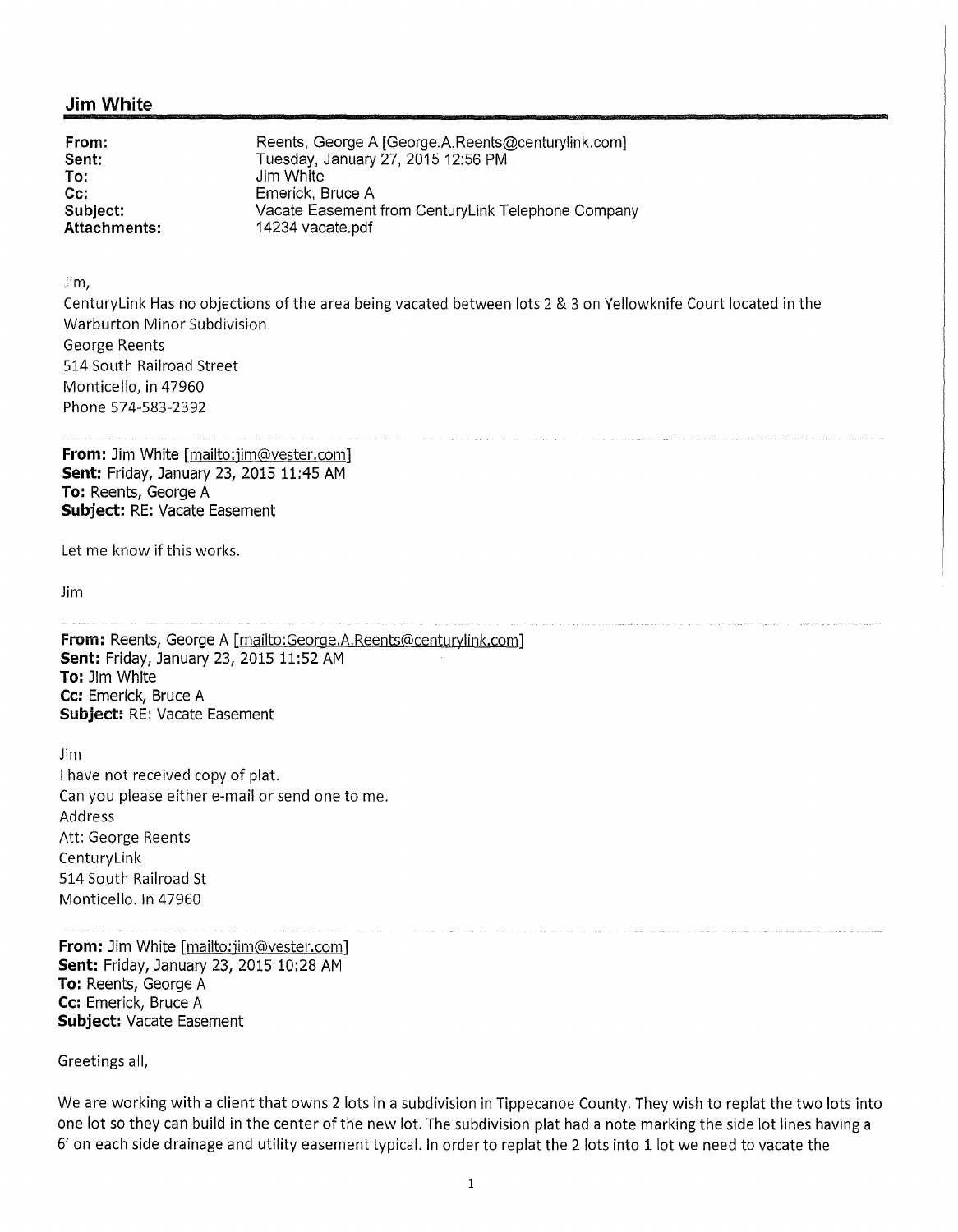## Jim White

**From:** Reents, George A [George.A.Reents@centurylink.com]
**Sent:** Tuesday, January 27, 2015 12:56 PM
**To:** Jim White
**Cc:** Emerick, Bruce A
**Subject:** Vacate Easement from CenturyLink Telephone Company
**Attachments:** 14234 vacate.pdf

Jim,
CenturyLink Has no objections of the area being vacated between lots 2 & 3 on Yellowknife Court located in the Warburton Minor Subdivision.
George Reents
514 South Railroad Street
Monticello, in 47960
Phone 574-583-2392

---

**From:** Jim White [mailto:jim@vester.com]
**Sent:** Friday, January 23, 2015 11:45 AM
**To:** Reents, George A
**Subject:** RE: Vacate Easement

Let me know if this works.

Jim

---

**From:** Reents, George A [mailto:George.A.Reents@centurylink.com]
**Sent:** Friday, January 23, 2015 11:52 AM
**To:** Jim White
**Cc:** Emerick, Bruce A
**Subject:** RE: Vacate Easement

Jim
I have not received copy of plat.
Can you please either e-mail or send one to me.
Address
Att: George Reents
CenturyLink
514 South Railroad St
Monticello. In 47960

---

**From:** Jim White [mailto:jim@vester.com]
**Sent:** Friday, January 23, 2015 10:28 AM
**To:** Reents, George A
**Cc:** Emerick, Bruce A
**Subject:** Vacate Easement

Greetings all,

We are working with a client that owns 2 lots in a subdivision in Tippecanoe County. They wish to replat the two lots into one lot so they can build in the center of the new lot. The subdivision plat had a note marking the side lot lines having a 6' on each side drainage and utility easement typical. In order to replat the 2 lots into 1 lot we need to vacate the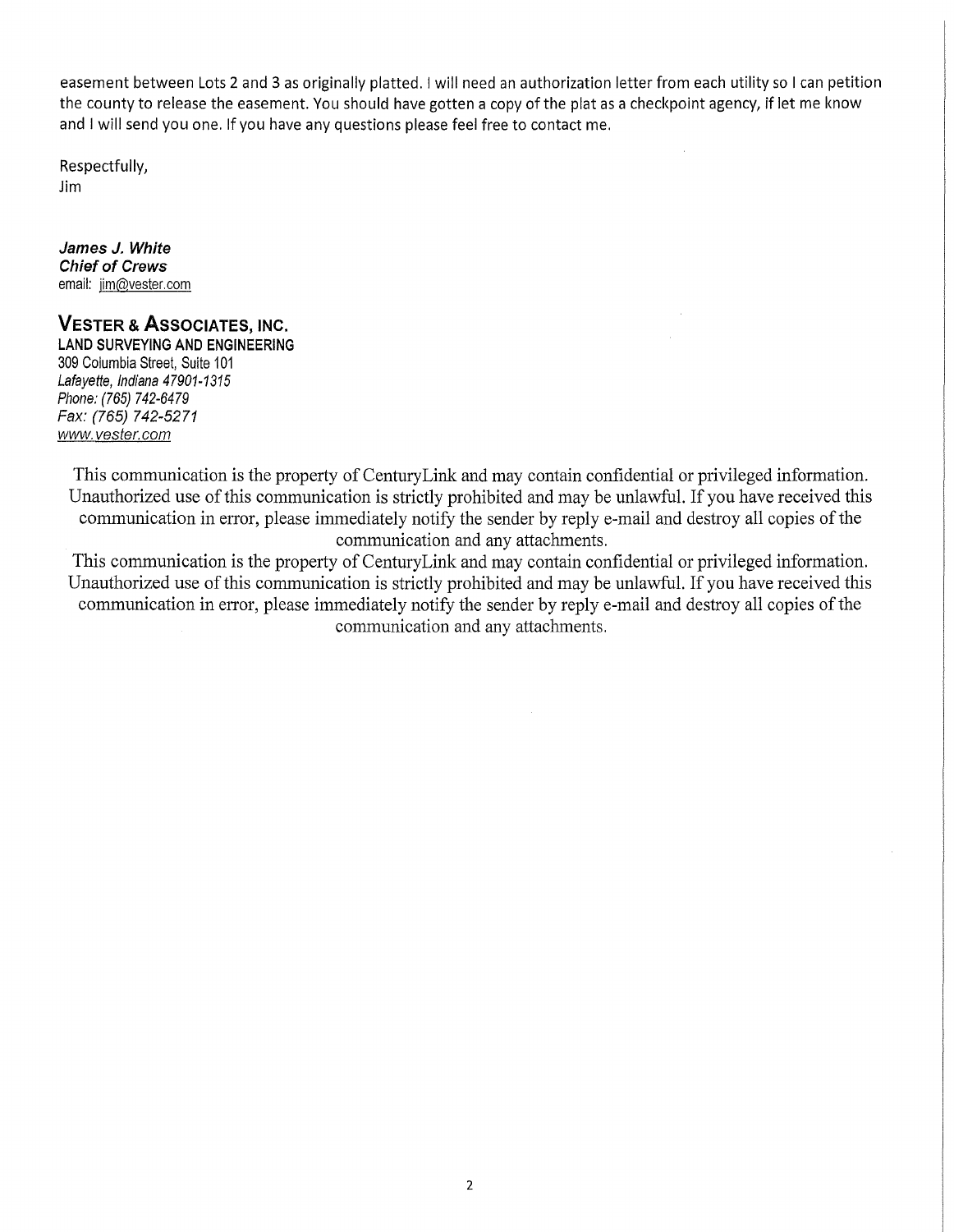easement between Lots 2 and 3 as originally platted. I will need an authorization letter from each utility so I can petition the county to release the easement. You should have gotten a copy of the plat as a checkpoint agency, if let me know and I will send you one. If you have any questions please feel free to contact me.

Respectfully,  
Jim

***James J. White***  
***Chief of Crews***  
email: jim@vester.com

**VESTER & ASSOCIATES, INC.**  
**LAND SURVEYING AND ENGINEERING**  
309 Columbia Street, Suite 101  
*Lafayette, Indiana 47901-1315*  
*Phone: (765) 742-6479*  
*Fax: (765) 742-5271*  
*www.vester.com*

This communication is the property of CenturyLink and may contain confidential or privileged information. Unauthorized use of this communication is strictly prohibited and may be unlawful. If you have received this communication in error, please immediately notify the sender by reply e-mail and destroy all copies of the communication and any attachments.

This communication is the property of CenturyLink and may contain confidential or privileged information. Unauthorized use of this communication is strictly prohibited and may be unlawful. If you have received this communication in error, please immediately notify the sender by reply e-mail and destroy all copies of the communication and any attachments.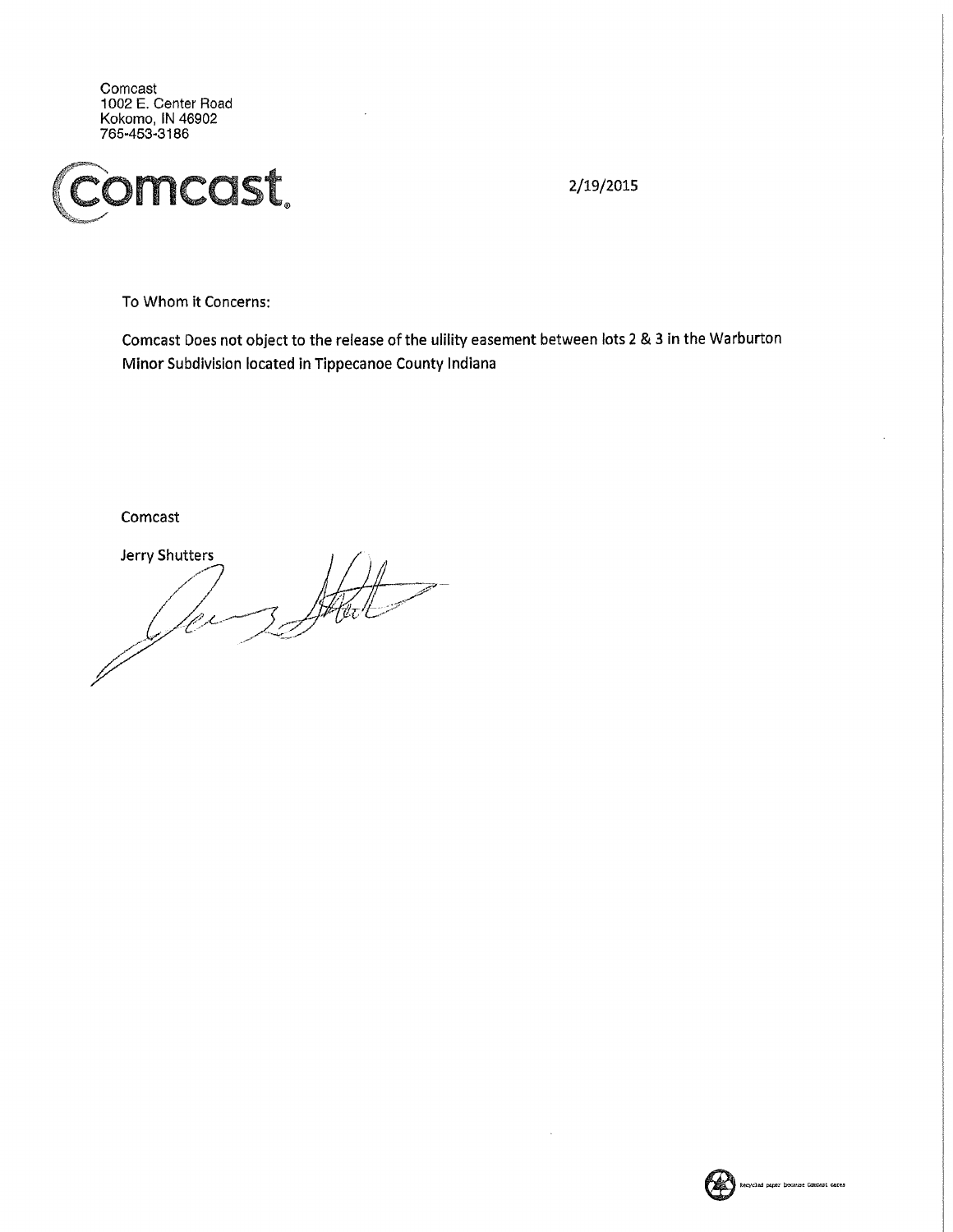Comcast
1002 E. Center Road
Kokomo, IN 46902
765-453-3186

comcast.

2/19/2015

To Whom it Concerns:

Comcast Does not object to the release of the ulility easement between lots 2 & 3 in the Warburton Minor Subdivision located in Tippecanoe County Indiana

Comcast

Jerry Shutters

Recycled paper because Comcast cares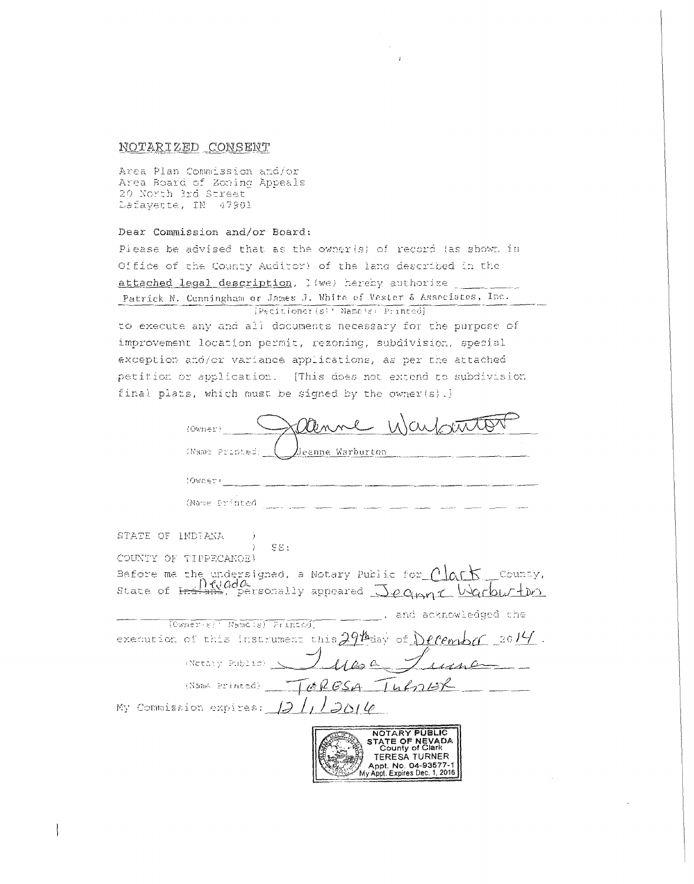NOTARIZED CONSENT

Area Plan Commission and/or
Area Board of Zoning Appeals
20 North 3rd Street
Lafayette, IN 47901

Dear Commission and/or Board:

Please be advised that as the owner(s) of record (as shown in Office of the County Auditor) of the land described in the attached legal description, I(we) hereby authorize Patrick N. Cunningham or James J. White of Vester & Associates, Inc.
[Petitioner(s)' Name(s) Printed]
to execute any and all documents necessary for the purpose of improvement location permit, rezoning, subdivision, special exception and/or variance applications, as per the attached petition or application. [This does not extend to subdivision final plats, which must be signed by the owner(s).]

(Owner) Jeanne Warburton

(Name Printed) Jeanne Warburton

(Owner) ______________________________

(Name Printed) ______________________________

STATE OF INDIANA )
) SS:
COUNTY OF TIPPECANOE)

Before me the undersigned, a Notary Public for Clark County, State of ~~Indiana~~ Nevada, personally appeared Jeanne Warburton
(Owner(s)' Name(s) Printed), and acknowledged the execution of this instrument this 29th day of December 2014.

(Notary Public) Teresa Turner

(Name Printed) TERESA TURNER

My Commission expires: 12/1/2016

NOTARY PUBLIC
STATE OF NEVADA
County of Clark
TERESA TURNER
Appt. No. 04-93577-1
My Appt. Expires Dec. 1, 2016